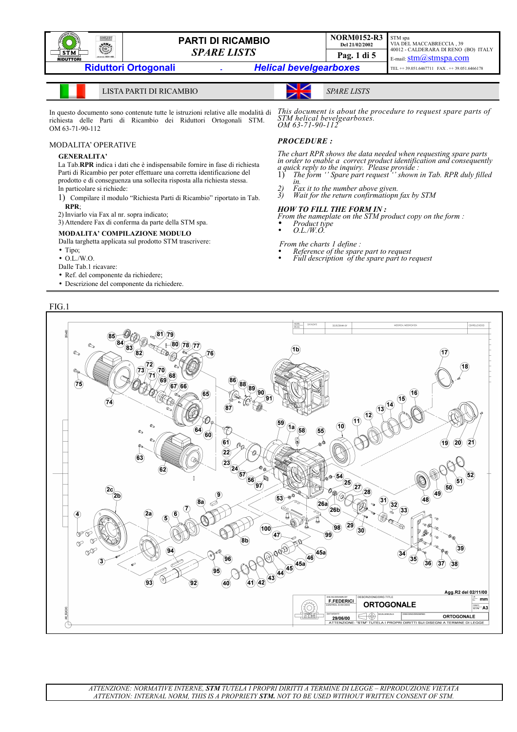# PARTI DI RICAMBIO
# *SPARE LISTS*

**NORM0152-R3**
Del 21/02/2002

STM spa
VIA DEL MACCABRECCIA , 39
40012 - CALDERARA DI RENO (BO) ITALY
E-mail: stm@stmspa.com
TEL ++ 39.051.6467711 FAX : ++ 39.051.6466178

## Riduttori Ortogonali - *Helical bevelgearboxes*

## LISTA PARTI DI RICAMBIO

In questo documento sono contenute tutte le istruzioni relative alle modalità di richiesta delle Parti di Ricambio dei Riduttori Ortogonali STM. OM 63-71-90-112

### MODALITA' OPERATIVE

**GENERALITA'**

La Tab.**RPR** indica i dati che è indispensabile fornire in fase di richiesta Parti di Ricambio per poter effettuare una corretta identificazione del prodotto e di conseguenza una sollecita risposta alla richiesta stessa.
In particolare si richiede:

1) Compilare il modulo "Richiesta Parti di Ricambio" riportato in Tab. **RPR**;
2) Inviarlo via Fax al nr. sopra indicato;
3) Attendere Fax di conferma da parte della STM spa.

**MODALITA' COMPILAZIONE MODULO**

Dalla targhetta applicata sul prodotto STM trascrivere:

- Tipo;
- O.L./W.O.

Dalle Tab.1 ricavare:

- Ref. del componente da richiedere;
- Descrizione del componente da richiedere.

## *SPARE LISTS*

*This document is about the procedure to request spare parts of STM helical bevelgearboxes.*
*OM 63-71-90-112*

### *PROCEDURE :*

*The chart RPR shows the data needed when requesting spare parts in order to enable a correct product identification and consequently a quick reply to the inquiry. Please provide :*

1) *The form '' Spare part request '' shown in Tab. RPR duly filled in.*
2) *Fax it to the number above given.*
3) *Wait for the return confirmatiopn fax by STM*

***HOW TO FILL THE FORM IN :***

*From the nameplate on the STM product copy on the form :*

- *Product type*
- *O.L./W.O.*

*From the charts 1 define :*

- *Reference of the spare part to request*
- *Full description of the spare part to request*

FIG.1

*ATTENZIONE: NORMATIVE INTERNE, **STM** TUTELA I PROPRI DIRITTI A TERMINE DI LEGGE – RIPRODUZIONE VIETATA*
*ATTENTION: INTERNAL NORM, THIS IS A PROPRIETY **STM.** NOT TO BE USED WITHOUT WRITTEN CONSENT OF STM.*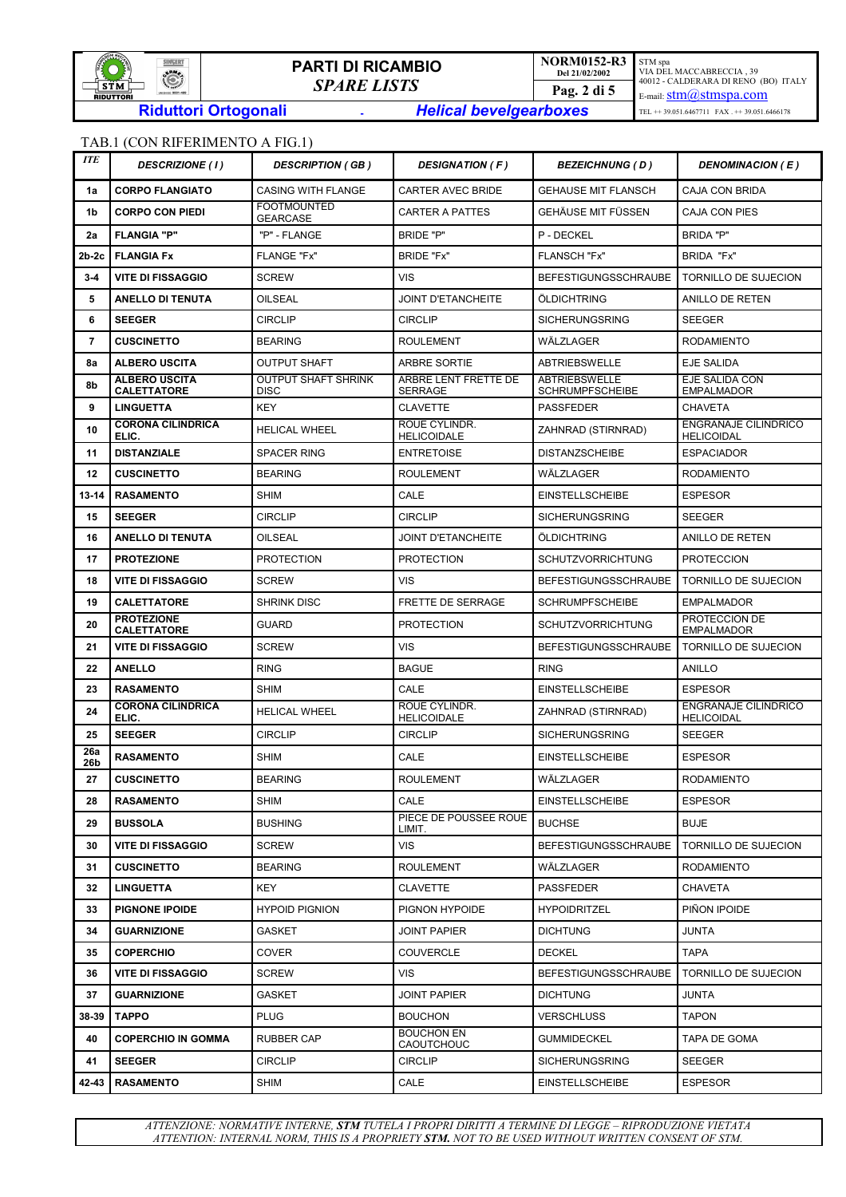TAB.1 (CON RIFERIMENTO A FIG.1)

| *ITE* | *DESCRIZIONE ( I )* | *DESCRIPTION ( GB )* | *DESIGNATION ( F )* | *BEZEICHNUNG ( D )* | *DENOMINACION ( E )* |
|---|---|---|---|---|---|
| **1a** | **CORPO FLANGIATO** | CASING WITH FLANGE | CARTER AVEC BRIDE | GEHAUSE MIT FLANSCH | CAJA CON BRIDA |
| **1b** | **CORPO CON PIEDI** | FOOTMOUNTED GEARCASE | CARTER A PATTES | GEHÄUSE MIT FÜSSEN | CAJA CON PIES |
| **2a** | **FLANGIA "P"** | "P" - FLANGE | BRIDE "P" | P - DECKEL | BRIDA "P" |
| **2b-2c** | **FLANGIA Fx** | FLANGE "Fx" | BRIDE "Fx" | FLANSCH "Fx" | BRIDA "Fx" |
| **3-4** | **VITE DI FISSAGGIO** | SCREW | VIS | BEFESTIGUNGSSCHRAUBE | TORNILLO DE SUJECION |
| **5** | **ANELLO DI TENUTA** | OILSEAL | JOINT D'ETANCHEITE | ÖLDICHTRING | ANILLO DE RETEN |
| **6** | **SEEGER** | CIRCLIP | CIRCLIP | SICHERUNGSRING | SEEGER |
| **7** | **CUSCINETTO** | BEARING | ROULEMENT | WÄLZLAGER | RODAMIENTO |
| **8a** | **ALBERO USCITA** | OUTPUT SHAFT | ARBRE SORTIE | ABTRIEBSWELLE | EJE SALIDA |
| **8b** | **ALBERO USCITA CALETTATORE** | OUTPUT SHAFT SHRINK DISC | ARBRE LENT FRETTE DE SERRAGE | ABTRIEBSWELLE SCHRUMPFSCHEIBE | EJE SALIDA CON EMPALMADOR |
| **9** | **LINGUETTA** | KEY | CLAVETTE | PASSFEDER | CHAVETA |
| **10** | **CORONA CILINDRICA ELIC.** | HELICAL WHEEL | ROUE CYLINDR. HELICOIDALE | ZAHNRAD (STIRNRAD) | ENGRANAJE CILINDRICO HELICOIDAL |
| **11** | **DISTANZIALE** | SPACER RING | ENTRETOISE | DISTANZSCHEIBE | ESPACIADOR |
| **12** | **CUSCINETTO** | BEARING | ROULEMENT | WÄLZLAGER | RODAMIENTO |
| **13-14** | **RASAMENTO** | SHIM | CALE | EINSTELLSCHEIBE | ESPESOR |
| **15** | **SEEGER** | CIRCLIP | CIRCLIP | SICHERUNGSRING | SEEGER |
| **16** | **ANELLO DI TENUTA** | OILSEAL | JOINT D'ETANCHEITE | ÖLDICHTRING | ANILLO DE RETEN |
| **17** | **PROTEZIONE** | PROTECTION | PROTECTION | SCHUTZVORRICHTUNG | PROTECCION |
| **18** | **VITE DI FISSAGGIO** | SCREW | VIS | BEFESTIGUNGSSCHRAUBE | TORNILLO DE SUJECION |
| **19** | **CALETTATORE** | SHRINK DISC | FRETTE DE SERRAGE | SCHRUMPFSCHEIBE | EMPALMADOR |
| **20** | **PROTEZIONE CALETTATORE** | GUARD | PROTECTION | SCHUTZVORRICHTUNG | PROTECCION DE EMPALMADOR |
| **21** | **VITE DI FISSAGGIO** | SCREW | VIS | BEFESTIGUNGSSCHRAUBE | TORNILLO DE SUJECION |
| **22** | **ANELLO** | RING | BAGUE | RING | ANILLO |
| **23** | **RASAMENTO** | SHIM | CALE | EINSTELLSCHEIBE | ESPESOR |
| **24** | **CORONA CILINDRICA ELIC.** | HELICAL WHEEL | ROUE CYLINDR. HELICOIDALE | ZAHNRAD (STIRNRAD) | ENGRANAJE CILINDRICO HELICOIDAL |
| **25** | **SEEGER** | CIRCLIP | CIRCLIP | SICHERUNGSRING | SEEGER |
| **26a 26b** | **RASAMENTO** | SHIM | CALE | EINSTELLSCHEIBE | ESPESOR |
| **27** | **CUSCINETTO** | BEARING | ROULEMENT | WÄLZLAGER | RODAMIENTO |
| **28** | **RASAMENTO** | SHIM | CALE | EINSTELLSCHEIBE | ESPESOR |
| **29** | **BUSSOLA** | BUSHING | PIECE DE POUSSEE ROUE LIMIT. | BUCHSE | BUJE |
| **30** | **VITE DI FISSAGGIO** | SCREW | VIS | BEFESTIGUNGSSCHRAUBE | TORNILLO DE SUJECION |
| **31** | **CUSCINETTO** | BEARING | ROULEMENT | WÄLZLAGER | RODAMIENTO |
| **32** | **LINGUETTA** | KEY | CLAVETTE | PASSFEDER | CHAVETA |
| **33** | **PIGNONE IPOIDE** | HYPOID PIGNION | PIGNON HYPOIDE | HYPOIDRITZEL | PIÑON IPOIDE |
| **34** | **GUARNIZIONE** | GASKET | JOINT PAPIER | DICHTUNG | JUNTA |
| **35** | **COPERCHIO** | COVER | COUVERCLE | DECKEL | TAPA |
| **36** | **VITE DI FISSAGGIO** | SCREW | VIS | BEFESTIGUNGSSCHRAUBE | TORNILLO DE SUJECION |
| **37** | **GUARNIZIONE** | GASKET | JOINT PAPIER | DICHTUNG | JUNTA |
| **38-39** | **TAPPO** | PLUG | BOUCHON | VERSCHLUSS | TAPON |
| **40** | **COPERCHIO IN GOMMA** | RUBBER CAP | BOUCHON EN CAOUTCHOUC | GUMMIDECKEL | TAPA DE GOMA |
| **41** | **SEEGER** | CIRCLIP | CIRCLIP | SICHERUNGSRING | SEEGER |
| **42-43** | **RASAMENTO** | SHIM | CALE | EINSTELLSCHEIBE | ESPESOR |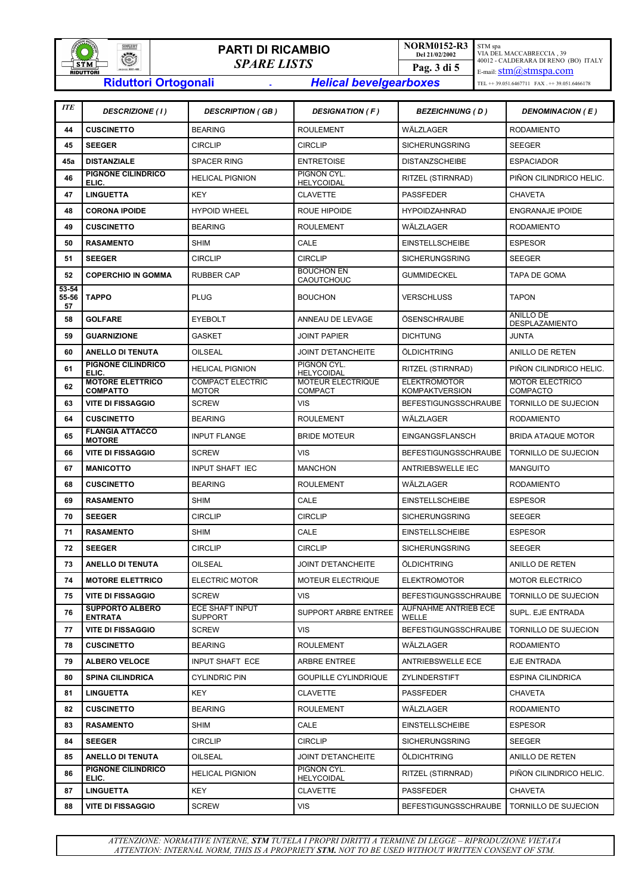| ITE | DESCRIZIONE ( I ) | DESCRIPTION ( GB ) | DESIGNATION ( F ) | BEZEICHNUNG ( D ) | DENOMINACION ( E ) |
|---|---|---|---|---|---|
| 44 | **CUSCINETTO** | BEARING | ROULEMENT | WÄLZLAGER | RODAMIENTO |
| 45 | **SEEGER** | CIRCLIP | CIRCLIP | SICHERUNGSRING | SEEGER |
| 45a | **DISTANZIALE** | SPACER RING | ENTRETOISE | DISTANZSCHEIBE | ESPACIADOR |
| 46 | **PIGNONE CILINDRICO ELIC.** | HELICAL PIGNION | PIGNON CYL. HELYCOIDAL | RITZEL (STIRNRAD) | PIÑON CILINDRICO HELIC. |
| 47 | **LINGUETTA** | KEY | CLAVETTE | PASSFEDER | CHAVETA |
| 48 | **CORONA IPOIDE** | HYPOID WHEEL | ROUE HIPOIDE | HYPOIDZAHNRAD | ENGRANAJE IPOIDE |
| 49 | **CUSCINETTO** | BEARING | ROULEMENT | WÄLZLAGER | RODAMIENTO |
| 50 | **RASAMENTO** | SHIM | CALE | EINSTELLSCHEIBE | ESPESOR |
| 51 | **SEEGER** | CIRCLIP | CIRCLIP | SICHERUNGSRING | SEEGER |
| 52 | **COPERCHIO IN GOMMA** | RUBBER CAP | BOUCHON EN CAOUTCHOUC | GUMMIDECKEL | TAPA DE GOMA |
| 53-54 55-56 57 | **TAPPO** | PLUG | BOUCHON | VERSCHLUSS | TAPON |
| 58 | **GOLFARE** | EYEBOLT | ANNEAU DE LEVAGE | ÖSENSCHRAUBE | ANILLO DE DESPLAZAMIENTO |
| 59 | **GUARNIZIONE** | GASKET | JOINT PAPIER | DICHTUNG | JUNTA |
| 60 | **ANELLO DI TENUTA** | OILSEAL | JOINT D'ETANCHEITE | ÖLDICHTRING | ANILLO DE RETEN |
| 61 | **PIGNONE CILINDRICO ELIC.** | HELICAL PIGNION | PIGNON CYL. HELYCOIDAL | RITZEL (STIRNRAD) | PIÑON CILINDRICO HELIC. |
| 62 | **MOTORE ELETTRICO COMPATTO** | COMPACT ELECTRIC MOTOR | MOTEUR ELECTRIQUE COMPACT | ELEKTROMOTOR KOMPAKTVERSION | MOTOR ELECTRICO COMPACTO |
| 63 | **VITE DI FISSAGGIO** | SCREW | VIS | BEFESTIGUNGSSCHRAUBE | TORNILLO DE SUJECION |
| 64 | **CUSCINETTO** | BEARING | ROULEMENT | WÄLZLAGER | RODAMIENTO |
| 65 | **FLANGIA ATTACCO MOTORE** | INPUT FLANGE | BRIDE MOTEUR | EINGANGSFLANSCH | BRIDA ATAQUE MOTOR |
| 66 | **VITE DI FISSAGGIO** | SCREW | VIS | BEFESTIGUNGSSCHRAUBE | TORNILLO DE SUJECION |
| 67 | **MANICOTTO** | INPUT SHAFT IEC | MANCHON | ANTRIEBSWELLE IEC | MANGUITO |
| 68 | **CUSCINETTO** | BEARING | ROULEMENT | WÄLZLAGER | RODAMIENTO |
| 69 | **RASAMENTO** | SHIM | CALE | EINSTELLSCHEIBE | ESPESOR |
| 70 | **SEEGER** | CIRCLIP | CIRCLIP | SICHERUNGSRING | SEEGER |
| 71 | **RASAMENTO** | SHIM | CALE | EINSTELLSCHEIBE | ESPESOR |
| 72 | **SEEGER** | CIRCLIP | CIRCLIP | SICHERUNGSRING | SEEGER |
| 73 | **ANELLO DI TENUTA** | OILSEAL | JOINT D'ETANCHEITE | ÖLDICHTRING | ANILLO DE RETEN |
| 74 | **MOTORE ELETTRICO** | ELECTRIC MOTOR | MOTEUR ELECTRIQUE | ELEKTROMOTOR | MOTOR ELECTRICO |
| 75 | **VITE DI FISSAGGIO** | SCREW | VIS | BEFESTIGUNGSSCHRAUBE | TORNILLO DE SUJECION |
| 76 | **SUPPORTO ALBERO ENTRATA** | ECE SHAFT INPUT SUPPORT | SUPPORT ARBRE ENTREE | AUFNAHME ANTRIEB ECE WELLE | SUPL. EJE ENTRADA |
| 77 | **VITE DI FISSAGGIO** | SCREW | VIS | BEFESTIGUNGSSCHRAUBE | TORNILLO DE SUJECION |
| 78 | **CUSCINETTO** | BEARING | ROULEMENT | WÄLZLAGER | RODAMIENTO |
| 79 | **ALBERO VELOCE** | INPUT SHAFT ECE | ARBRE ENTREE | ANTRIEBSWELLE ECE | EJE ENTRADA |
| 80 | **SPINA CILINDRICA** | CYLINDRIC PIN | GOUPILLE CYLINDRIQUE | ZYLINDERSTIFT | ESPINA CILINDRICA |
| 81 | **LINGUETTA** | KEY | CLAVETTE | PASSFEDER | CHAVETA |
| 82 | **CUSCINETTO** | BEARING | ROULEMENT | WÄLZLAGER | RODAMIENTO |
| 83 | **RASAMENTO** | SHIM | CALE | EINSTELLSCHEIBE | ESPESOR |
| 84 | **SEEGER** | CIRCLIP | CIRCLIP | SICHERUNGSRING | SEEGER |
| 85 | **ANELLO DI TENUTA** | OILSEAL | JOINT D'ETANCHEITE | ÖLDICHTRING | ANILLO DE RETEN |
| 86 | **PIGNONE CILINDRICO ELIC.** | HELICAL PIGNION | PIGNON CYL. HELYCOIDAL | RITZEL (STIRNRAD) | PIÑON CILINDRICO HELIC. |
| 87 | **LINGUETTA** | KEY | CLAVETTE | PASSFEDER | CHAVETA |
| 88 | **VITE DI FISSAGGIO** | SCREW | VIS | BEFESTIGUNGSSCHRAUBE | TORNILLO DE SUJECION |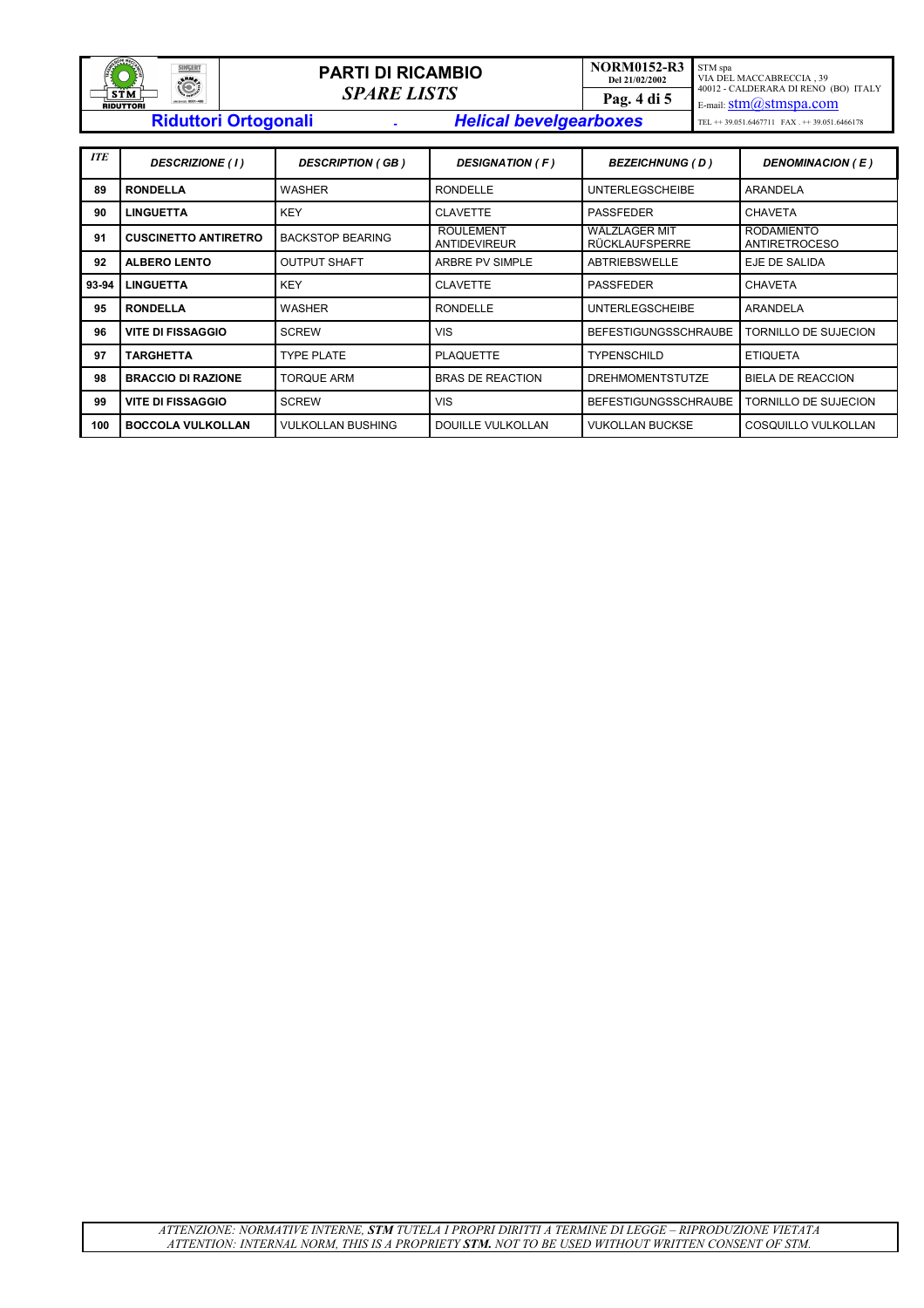# PARTI DI RICAMBIO

*SPARE LISTS*

NORM0152-R3
Del 21/02/2002

STM spa
VIA DEL MACCABRECCIA , 39
40012 - CALDERARA DI RENO (BO) ITALY
E-mail: stm@stmspa.com
TEL ++ 39.051.6467711 FAX . ++ 39.051.6466178

## Riduttori Ortogonali - *Helical bevelgearboxes*

| *ITE* | *DESCRIZIONE ( I )* | *DESCRIPTION ( GB )* | *DESIGNATION ( F )* | *BEZEICHNUNG ( D )* | *DENOMINACION ( E )* |
|---|---|---|---|---|---|
| **89** | **RONDELLA** | WASHER | RONDELLE | UNTERLEGSCHEIBE | ARANDELA |
| **90** | **LINGUETTA** | KEY | CLAVETTE | PASSFEDER | CHAVETA |
| **91** | **CUSCINETTO ANTIRETRO** | BACKSTOP BEARING | ROULEMENT ANTIDEVIREUR | WÄLZLAGER MIT RÜCKLAUFSPERRE | RODAMIENTO ANTIRETROCESO |
| **92** | **ALBERO LENTO** | OUTPUT SHAFT | ARBRE PV SIMPLE | ABTRIEBSWELLE | EJE DE SALIDA |
| **93-94** | **LINGUETTA** | KEY | CLAVETTE | PASSFEDER | CHAVETA |
| **95** | **RONDELLA** | WASHER | RONDELLE | UNTERLEGSCHEIBE | ARANDELA |
| **96** | **VITE DI FISSAGGIO** | SCREW | VIS | BEFESTIGUNGSSCHRAUBE | TORNILLO DE SUJECION |
| **97** | **TARGHETTA** | TYPE PLATE | PLAQUETTE | TYPENSCHILD | ETIQUETA |
| **98** | **BRACCIO DI RAZIONE** | TORQUE ARM | BRAS DE REACTION | DREHMOMENTSTUTZE | BIELA DE REACCION |
| **99** | **VITE DI FISSAGGIO** | SCREW | VIS | BEFESTIGUNGSSCHRAUBE | TORNILLO DE SUJECION |
| **100** | **BOCCOLA VULKOLLAN** | VULKOLLAN BUSHING | DOUILLE VULKOLLAN | VUKOLLAN BUCKSE | COSQUILLO VULKOLLAN |

*ATTENZIONE: NORMATIVE INTERNE, **STM** TUTELA I PROPRI DIRITTI A TERMINE DI LEGGE – RIPRODUZIONE VIETATA*
*ATTENTION: INTERNAL NORM, THIS IS A PROPRIETY **STM.** NOT TO BE USED WITHOUT WRITTEN CONSENT OF STM.*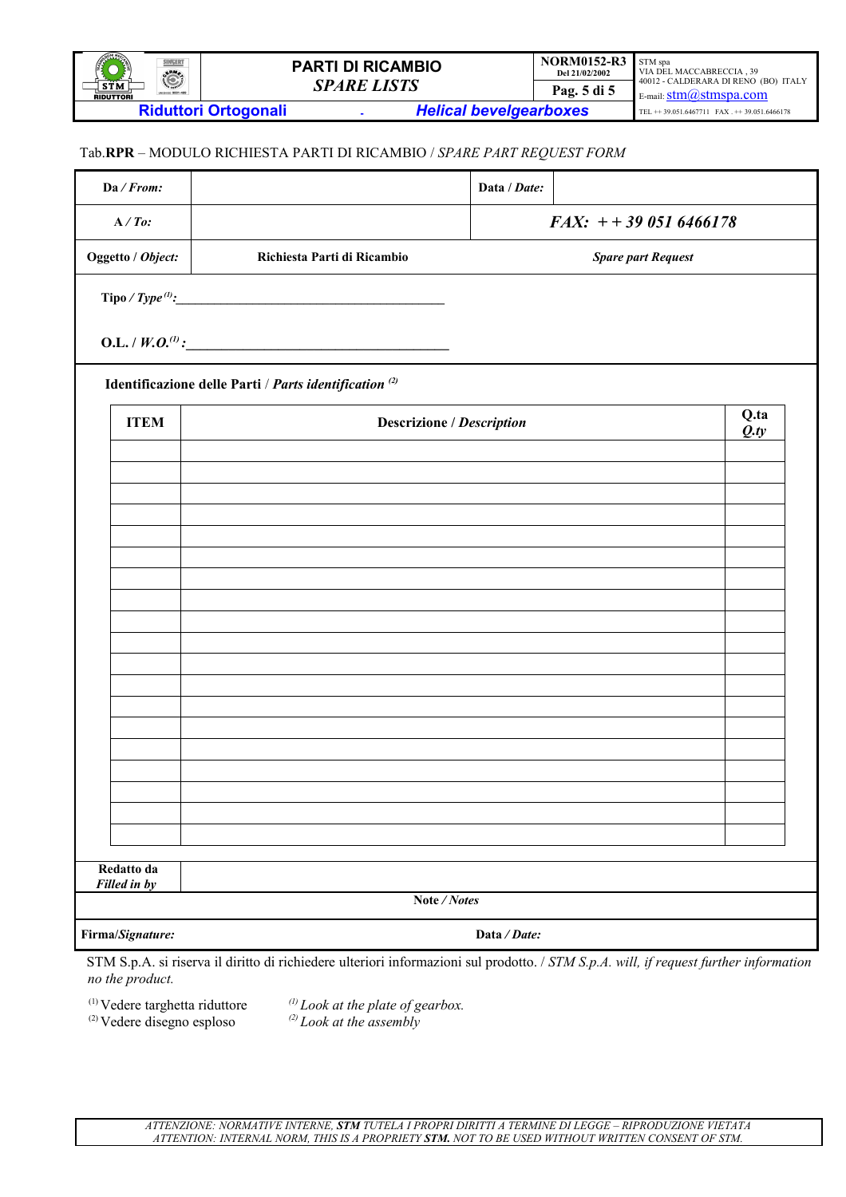Tab.**RPR** – MODULO RICHIESTA PARTI DI RICAMBIO / *SPARE PART REQUEST FORM*

| | | | |
|---|---|---|---|
| **Da / *From:*** | | **Data / *Date:*** | |
| **A / *To:*** | | ***FAX: ++39 051 6466178*** | |
| **Oggetto / *Object:*** | **Richiesta Parti di Ricambio** | ***Spare part Request*** | |

**Tipo / *Type*** [(1)]**:**\_\_\_\_\_\_\_\_\_\_\_\_\_\_\_\_\_\_\_\_\_\_\_\_\_\_\_\_\_\_\_\_\_\_\_\_\_\_\_\_

**O.L. / *W.O.*** [(1)] **:**\_\_\_\_\_\_\_\_\_\_\_\_\_\_\_\_\_\_\_\_\_\_\_\_\_\_\_\_\_\_\_\_\_\_\_\_\_\_\_\_

**Identificazione delle Parti** / ***Parts identification*** [(2)]

| ITEM | Descrizione / *Description* | Q.ta *Q.ty* |
|---|---|---|
| | | |
| | | |
| | | |
| | | |
| | | |
| | | |
| | | |
| | | |
| | | |
| | | |
| | | |
| | | |
| | | |
| | | |
| | | |
| | | |
| | | |
| | | |
| | | |

| | |
|---|---|
| **Redatto da *Filled in by*** | |

**Note / *Notes***

**Firma/*Signature:*** **Data / *Date:***

STM S.p.A. si riserva il diritto di richiedere ulteriori informazioni sul prodotto. / *STM S.p.A. will, if request further information no the product.*

[(1)] Vedere targhetta riduttore — [(1)] *Look at the plate of gearbox.*
[(2)] Vedere disegno esploso — [(2)] *Look at the assembly*

*ATTENZIONE: NORMATIVE INTERNE, **STM** TUTELA I PROPRI DIRITTI A TERMINE DI LEGGE – RIPRODUZIONE VIETATA*
*ATTENTION: INTERNAL NORM, THIS IS A PROPRIETY **STM.** NOT TO BE USED WITHOUT WRITTEN CONSENT OF STM.*